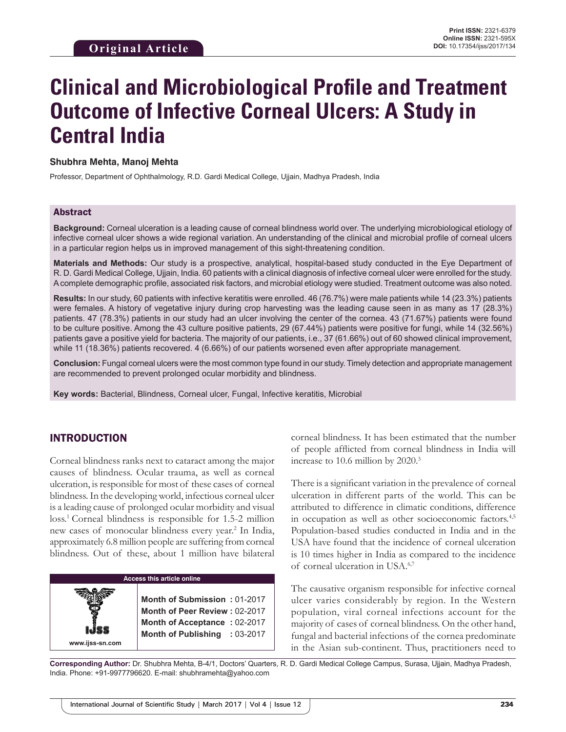**Original Article**

**Print ISSN:** 2321-6379
**Online ISSN:** 2321-595X
**DOI:** 10.17354/ijss/2017/134

# Clinical and Microbiological Profile and Treatment Outcome of Infective Corneal Ulcers: A Study in Central India

**Shubhra Mehta, Manoj Mehta**

Professor, Department of Ophthalmology, R.D. Gardi Medical College, Ujjain, Madhya Pradesh, India

## Abstract

**Background:** Corneal ulceration is a leading cause of corneal blindness world over. The underlying microbiological etiology of infective corneal ulcer shows a wide regional variation. An understanding of the clinical and microbial profile of corneal ulcers in a particular region helps us in improved management of this sight-threatening condition.

**Materials and Methods:** Our study is a prospective, analytical, hospital-based study conducted in the Eye Department of R. D. Gardi Medical College, Ujjain, India. 60 patients with a clinical diagnosis of infective corneal ulcer were enrolled for the study. A complete demographic profile, associated risk factors, and microbial etiology were studied. Treatment outcome was also noted.

**Results:** In our study, 60 patients with infective keratitis were enrolled. 46 (76.7%) were male patients while 14 (23.3%) patients were females. A history of vegetative injury during crop harvesting was the leading cause seen in as many as 17 (28.3%) patients. 47 (78.3%) patients in our study had an ulcer involving the center of the cornea. 43 (71.67%) patients were found to be culture positive. Among the 43 culture positive patients, 29 (67.44%) patients were positive for fungi, while 14 (32.56%) patients gave a positive yield for bacteria. The majority of our patients, i.e., 37 (61.66%) out of 60 showed clinical improvement, while 11 (18.36%) patients recovered. 4 (6.66%) of our patients worsened even after appropriate management.

**Conclusion:** Fungal corneal ulcers were the most common type found in our study. Timely detection and appropriate management are recommended to prevent prolonged ocular morbidity and blindness.

**Key words:** Bacterial, Blindness, Corneal ulcer, Fungal, Infective keratitis, Microbial

## INTRODUCTION

Corneal blindness ranks next to cataract among the major causes of blindness. Ocular trauma, as well as corneal ulceration, is responsible for most of these cases of corneal blindness. In the developing world, infectious corneal ulcer is a leading cause of prolonged ocular morbidity and visual loss.[1] Corneal blindness is responsible for 1.5-2 million new cases of monocular blindness every year.[2] In India, approximately 6.8 million people are suffering from corneal blindness. Out of these, about 1 million have bilateral corneal blindness. It has been estimated that the number of people afflicted from corneal blindness in India will increase to 10.6 million by 2020.[3]

There is a significant variation in the prevalence of corneal ulceration in different parts of the world. This can be attributed to difference in climatic conditions, difference in occupation as well as other socioeconomic factors.[4,5] Population-based studies conducted in India and in the USA have found that the incidence of corneal ulceration is 10 times higher in India as compared to the incidence of corneal ulceration in USA.[6,7]

The causative organism responsible for infective corneal ulcer varies considerably by region. In the Western population, viral corneal infections account for the majority of cases of corneal blindness. On the other hand, fungal and bacterial infections of the cornea predominate in the Asian sub-continent. Thus, practitioners need to

| Access this article online | |
|---|---|
| www.ijss-sn.com | **Month of Submission :** 01-2017<br>**Month of Peer Review :** 02-2017<br>**Month of Acceptance :** 02-2017<br>**Month of Publishing :** 03-2017 |

**Corresponding Author:** Dr. Shubhra Mehta, B-4/1, Doctors' Quarters, R. D. Gardi Medical College Campus, Surasa, Ujjain, Madhya Pradesh, India. Phone: +91-9977796620. E-mail: shubhramehta@yahoo.com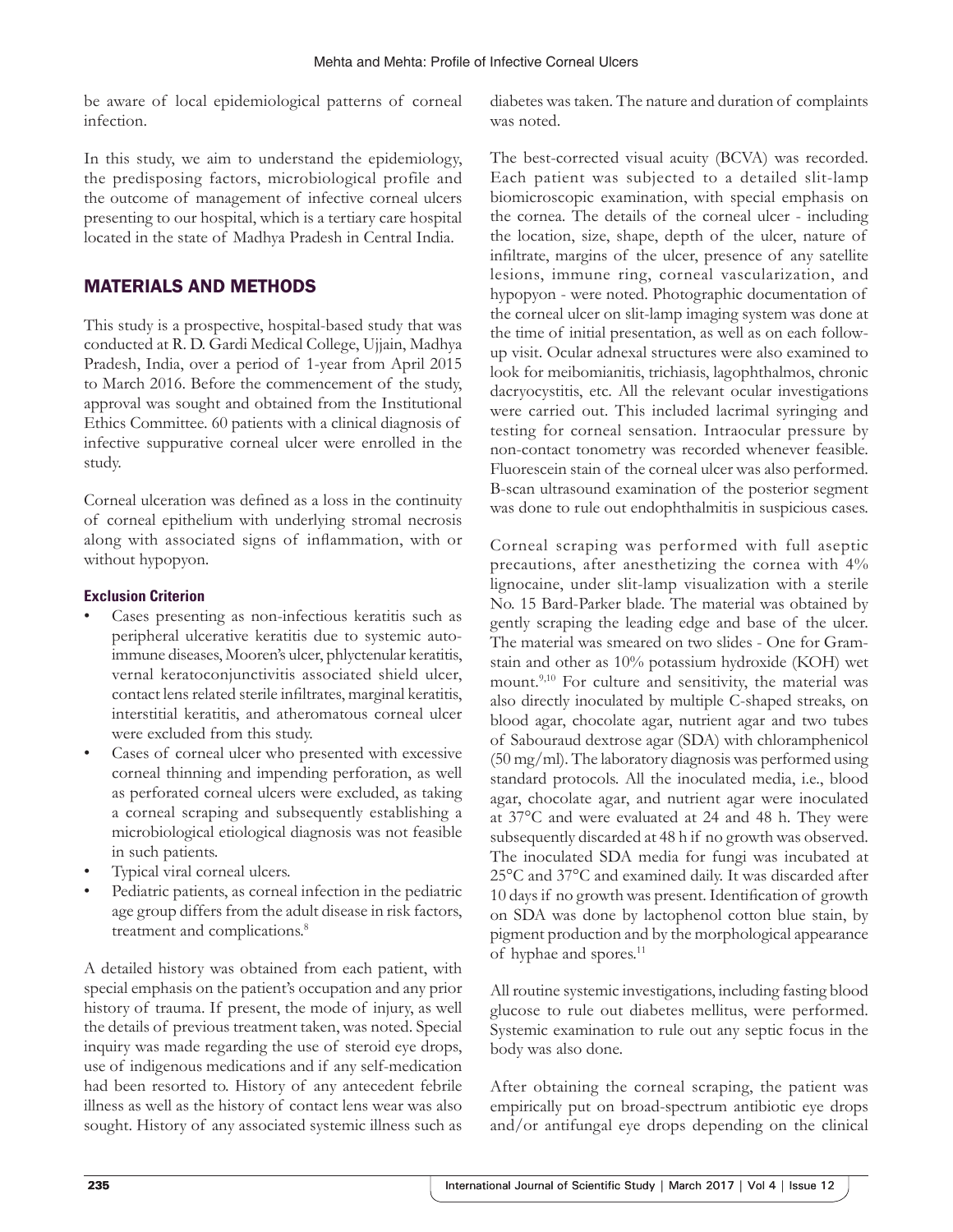be aware of local epidemiological patterns of corneal infection.

In this study, we aim to understand the epidemiology, the predisposing factors, microbiological profile and the outcome of management of infective corneal ulcers presenting to our hospital, which is a tertiary care hospital located in the state of Madhya Pradesh in Central India.

## MATERIALS AND METHODS

This study is a prospective, hospital-based study that was conducted at R. D. Gardi Medical College, Ujjain, Madhya Pradesh, India, over a period of 1-year from April 2015 to March 2016. Before the commencement of the study, approval was sought and obtained from the Institutional Ethics Committee. 60 patients with a clinical diagnosis of infective suppurative corneal ulcer were enrolled in the study.

Corneal ulceration was defined as a loss in the continuity of corneal epithelium with underlying stromal necrosis along with associated signs of inflammation, with or without hypopyon.

### Exclusion Criterion

- Cases presenting as non-infectious keratitis such as peripheral ulcerative keratitis due to systemic auto-immune diseases, Mooren's ulcer, phlyctenular keratitis, vernal keratoconjunctivitis associated shield ulcer, contact lens related sterile infiltrates, marginal keratitis, interstitial keratitis, and atheromatous corneal ulcer were excluded from this study.
- Cases of corneal ulcer who presented with excessive corneal thinning and impending perforation, as well as perforated corneal ulcers were excluded, as taking a corneal scraping and subsequently establishing a microbiological etiological diagnosis was not feasible in such patients.
- Typical viral corneal ulcers.
- Pediatric patients, as corneal infection in the pediatric age group differs from the adult disease in risk factors, treatment and complications.[8]

A detailed history was obtained from each patient, with special emphasis on the patient's occupation and any prior history of trauma. If present, the mode of injury, as well the details of previous treatment taken, was noted. Special inquiry was made regarding the use of steroid eye drops, use of indigenous medications and if any self-medication had been resorted to. History of any antecedent febrile illness as well as the history of contact lens wear was also sought. History of any associated systemic illness such as diabetes was taken. The nature and duration of complaints was noted.

The best-corrected visual acuity (BCVA) was recorded. Each patient was subjected to a detailed slit-lamp biomicroscopic examination, with special emphasis on the cornea. The details of the corneal ulcer - including the location, size, shape, depth of the ulcer, nature of infiltrate, margins of the ulcer, presence of any satellite lesions, immune ring, corneal vascularization, and hypopyon - were noted. Photographic documentation of the corneal ulcer on slit-lamp imaging system was done at the time of initial presentation, as well as on each follow-up visit. Ocular adnexal structures were also examined to look for meibomianitis, trichiasis, lagophthalmos, chronic dacryocystitis, etc. All the relevant ocular investigations were carried out. This included lacrimal syringing and testing for corneal sensation. Intraocular pressure by non-contact tonometry was recorded whenever feasible. Fluorescein stain of the corneal ulcer was also performed. B-scan ultrasound examination of the posterior segment was done to rule out endophthalmitis in suspicious cases.

Corneal scraping was performed with full aseptic precautions, after anesthetizing the cornea with 4% lignocaine, under slit-lamp visualization with a sterile No. 15 Bard-Parker blade. The material was obtained by gently scraping the leading edge and base of the ulcer. The material was smeared on two slides - One for Gram-stain and other as 10% potassium hydroxide (KOH) wet mount.[9,10] For culture and sensitivity, the material was also directly inoculated by multiple C-shaped streaks, on blood agar, chocolate agar, nutrient agar and two tubes of Sabouraud dextrose agar (SDA) with chloramphenicol (50 mg/ml). The laboratory diagnosis was performed using standard protocols. All the inoculated media, i.e., blood agar, chocolate agar, and nutrient agar were inoculated at 37°C and were evaluated at 24 and 48 h. They were subsequently discarded at 48 h if no growth was observed. The inoculated SDA media for fungi was incubated at 25°C and 37°C and examined daily. It was discarded after 10 days if no growth was present. Identification of growth on SDA was done by lactophenol cotton blue stain, by pigment production and by the morphological appearance of hyphae and spores.[11]

All routine systemic investigations, including fasting blood glucose to rule out diabetes mellitus, were performed. Systemic examination to rule out any septic focus in the body was also done.

After obtaining the corneal scraping, the patient was empirically put on broad-spectrum antibiotic eye drops and/or antifungal eye drops depending on the clinical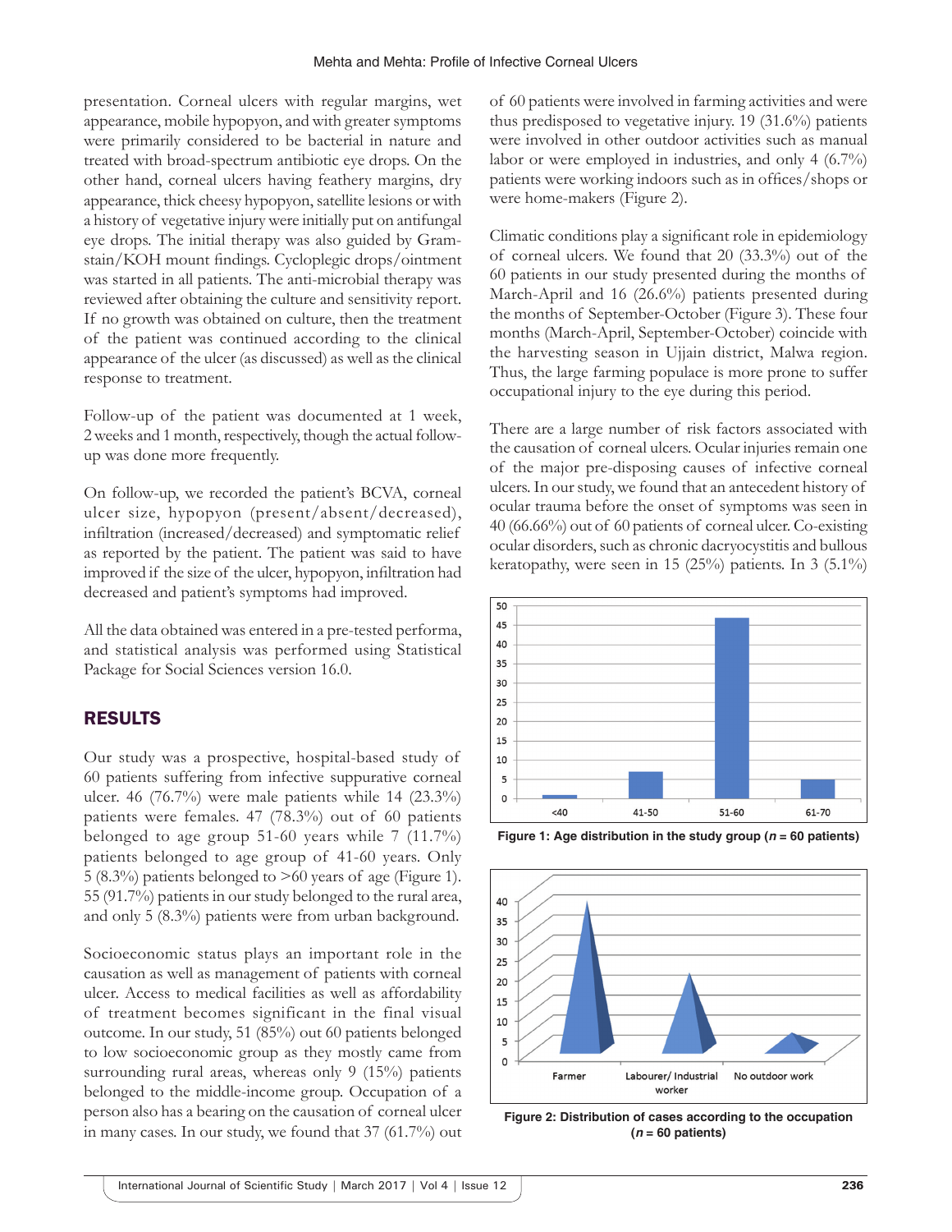presentation. Corneal ulcers with regular margins, wet appearance, mobile hypopyon, and with greater symptoms were primarily considered to be bacterial in nature and treated with broad-spectrum antibiotic eye drops. On the other hand, corneal ulcers having feathery margins, dry appearance, thick cheesy hypopyon, satellite lesions or with a history of vegetative injury were initially put on antifungal eye drops. The initial therapy was also guided by Gram-stain/KOH mount findings. Cycloplegic drops/ointment was started in all patients. The anti-microbial therapy was reviewed after obtaining the culture and sensitivity report. If no growth was obtained on culture, then the treatment of the patient was continued according to the clinical appearance of the ulcer (as discussed) as well as the clinical response to treatment.

Follow-up of the patient was documented at 1 week, 2 weeks and 1 month, respectively, though the actual follow-up was done more frequently.

On follow-up, we recorded the patient's BCVA, corneal ulcer size, hypopyon (present/absent/decreased), infiltration (increased/decreased) and symptomatic relief as reported by the patient. The patient was said to have improved if the size of the ulcer, hypopyon, infiltration had decreased and patient's symptoms had improved.

All the data obtained was entered in a pre-tested performa, and statistical analysis was performed using Statistical Package for Social Sciences version 16.0.

## RESULTS

Our study was a prospective, hospital-based study of 60 patients suffering from infective suppurative corneal ulcer. 46 (76.7%) were male patients while 14 (23.3%) patients were females. 47 (78.3%) out of 60 patients belonged to age group 51-60 years while 7 (11.7%) patients belonged to age group of 41-60 years. Only 5 (8.3%) patients belonged to >60 years of age (Figure 1). 55 (91.7%) patients in our study belonged to the rural area, and only 5 (8.3%) patients were from urban background.

Socioeconomic status plays an important role in the causation as well as management of patients with corneal ulcer. Access to medical facilities as well as affordability of treatment becomes significant in the final visual outcome. In our study, 51 (85%) out 60 patients belonged to low socioeconomic group as they mostly came from surrounding rural areas, whereas only 9 (15%) patients belonged to the middle-income group. Occupation of a person also has a bearing on the causation of corneal ulcer in many cases. In our study, we found that 37 (61.7%) out of 60 patients were involved in farming activities and were thus predisposed to vegetative injury. 19 (31.6%) patients were involved in other outdoor activities such as manual labor or were employed in industries, and only 4 (6.7%) patients were working indoors such as in offices/shops or were home-makers (Figure 2).

Climatic conditions play a significant role in epidemiology of corneal ulcers. We found that 20 (33.3%) out of the 60 patients in our study presented during the months of March-April and 16 (26.6%) patients presented during the months of September-October (Figure 3). These four months (March-April, September-October) coincide with the harvesting season in Ujjain district, Malwa region. Thus, the large farming populace is more prone to suffer occupational injury to the eye during this period.

There are a large number of risk factors associated with the causation of corneal ulcers. Ocular injuries remain one of the major pre-disposing causes of infective corneal ulcers. In our study, we found that an antecedent history of ocular trauma before the onset of symptoms was seen in 40 (66.66%) out of 60 patients of corneal ulcer. Co-existing ocular disorders, such as chronic dacryocystitis and bullous keratopathy, were seen in 15 (25%) patients. In 3 (5.1%)

**Figure 1: Age distribution in the study group (*n* = 60 patients)**

**Figure 2: Distribution of cases according to the occupation (*n* = 60 patients)**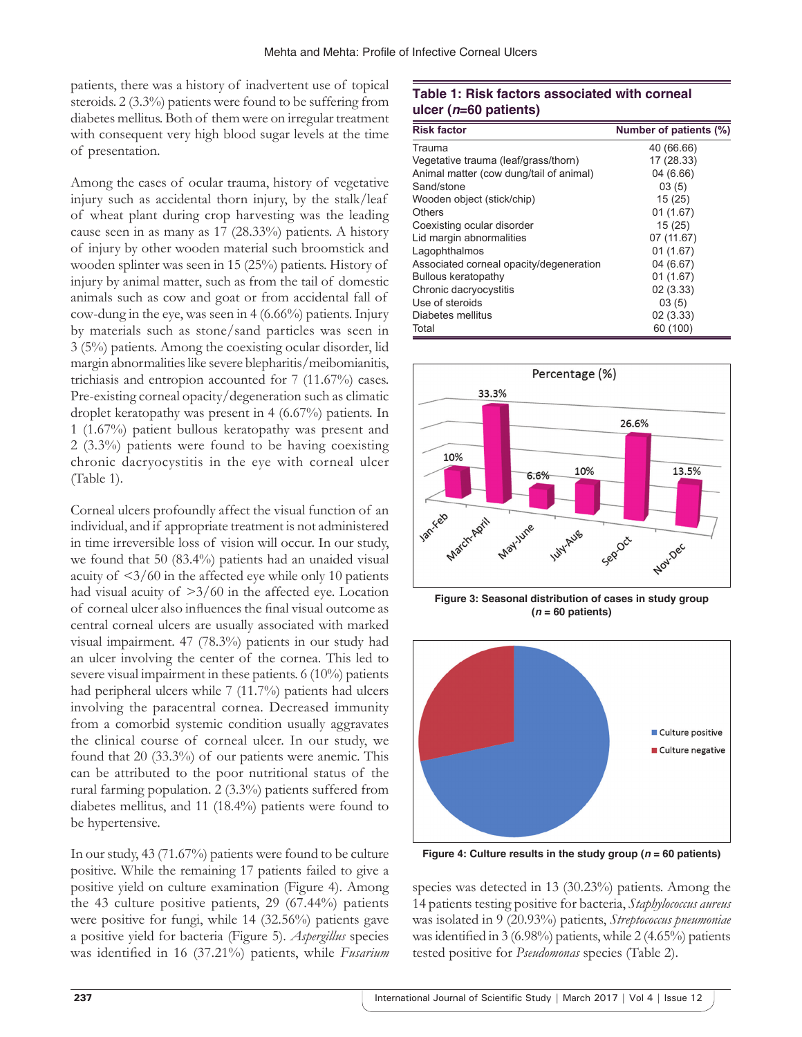patients, there was a history of inadvertent use of topical steroids. 2 (3.3%) patients were found to be suffering from diabetes mellitus. Both of them were on irregular treatment with consequent very high blood sugar levels at the time of presentation.

Among the cases of ocular trauma, history of vegetative injury such as accidental thorn injury, by the stalk/leaf of wheat plant during crop harvesting was the leading cause seen in as many as 17 (28.33%) patients. A history of injury by other wooden material such broomstick and wooden splinter was seen in 15 (25%) patients. History of injury by animal matter, such as from the tail of domestic animals such as cow and goat or from accidental fall of cow-dung in the eye, was seen in 4 (6.66%) patients. Injury by materials such as stone/sand particles was seen in 3 (5%) patients. Among the coexisting ocular disorder, lid margin abnormalities like severe blepharitis/meibomianitis, trichiasis and entropion accounted for 7 (11.67%) cases. Pre-existing corneal opacity/degeneration such as climatic droplet keratopathy was present in 4 (6.67%) patients. In 1 (1.67%) patient bullous keratopathy was present and 2 (3.3%) patients were found to be having coexisting chronic dacryocystitis in the eye with corneal ulcer (Table 1).

Corneal ulcers profoundly affect the visual function of an individual, and if appropriate treatment is not administered in time irreversible loss of vision will occur. In our study, we found that 50 (83.4%) patients had an unaided visual acuity of <3/60 in the affected eye while only 10 patients had visual acuity of >3/60 in the affected eye. Location of corneal ulcer also influences the final visual outcome as central corneal ulcers are usually associated with marked visual impairment. 47 (78.3%) patients in our study had an ulcer involving the center of the cornea. This led to severe visual impairment in these patients. 6 (10%) patients had peripheral ulcers while 7 (11.7%) patients had ulcers involving the paracentral cornea. Decreased immunity from a comorbid systemic condition usually aggravates the clinical course of corneal ulcer. In our study, we found that 20 (33.3%) of our patients were anemic. This can be attributed to the poor nutritional status of the rural farming population. 2 (3.3%) patients suffered from diabetes mellitus, and 11 (18.4%) patients were found to be hypertensive.

In our study, 43 (71.67%) patients were found to be culture positive. While the remaining 17 patients failed to give a positive yield on culture examination (Figure 4). Among the 43 culture positive patients, 29 (67.44%) patients were positive for fungi, while 14 (32.56%) patients gave a positive yield for bacteria (Figure 5). *Aspergillus* species was identified in 16 (37.21%) patients, while *Fusarium* species was detected in 13 (30.23%) patients. Among the 14 patients testing positive for bacteria, *Staphylococcus aureus* was isolated in 9 (20.93%) patients, *Streptococcus pneumoniae* was identified in 3 (6.98%) patients, while 2 (4.65%) patients tested positive for *Pseudomonas* species (Table 2).

**Table 1: Risk factors associated with corneal ulcer (*n*=60 patients)**

| Risk factor | Number of patients (%) |
|---|---|
| Trauma | 40 (66.66) |
| Vegetative trauma (leaf/grass/thorn) | 17 (28.33) |
| Animal matter (cow dung/tail of animal) | 04 (6.66) |
| Sand/stone | 03 (5) |
| Wooden object (stick/chip) | 15 (25) |
| Others | 01 (1.67) |
| Coexisting ocular disorder | 15 (25) |
| Lid margin abnormalities | 07 (11.67) |
| Lagophthalmos | 01 (1.67) |
| Associated corneal opacity/degeneration | 04 (6.67) |
| Bullous keratopathy | 01 (1.67) |
| Chronic dacryocystitis | 02 (3.33) |
| Use of steroids | 03 (5) |
| Diabetes mellitus | 02 (3.33) |
| Total | 60 (100) |

**Figure 3: Seasonal distribution of cases in study group (*n* = 60 patients)**

**Figure 4: Culture results in the study group (*n* = 60 patients)**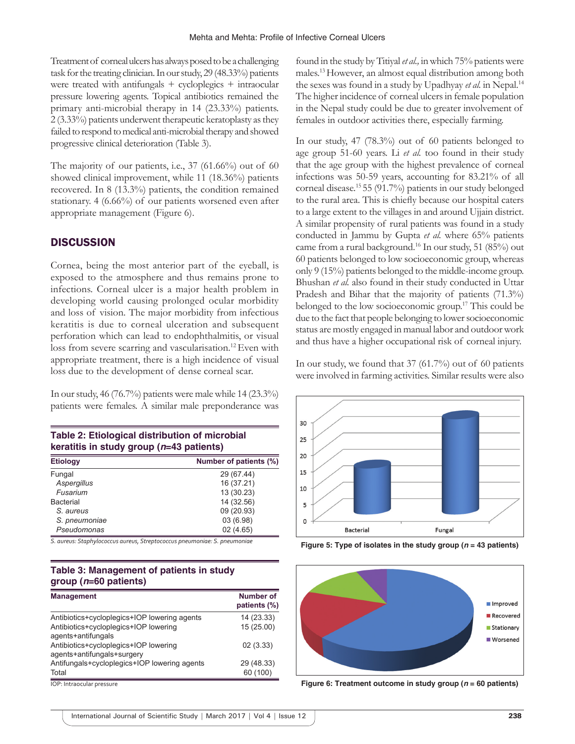Treatment of corneal ulcers has always posed to be a challenging task for the treating clinician. In our study, 29 (48.33%) patients were treated with antifungals + cycloplegics + intraocular pressure lowering agents. Topical antibiotics remained the primary anti-microbial therapy in 14 (23.33%) patients. 2 (3.33%) patients underwent therapeutic keratoplasty as they failed to respond to medical anti-microbial therapy and showed progressive clinical deterioration (Table 3).

The majority of our patients, i.e., 37 (61.66%) out of 60 showed clinical improvement, while 11 (18.36%) patients recovered. In 8 (13.3%) patients, the condition remained stationary. 4 (6.66%) of our patients worsened even after appropriate management (Figure 6).

## DISCUSSION

Cornea, being the most anterior part of the eyeball, is exposed to the atmosphere and thus remains prone to infections. Corneal ulcer is a major health problem in developing world causing prolonged ocular morbidity and loss of vision. The major morbidity from infectious keratitis is due to corneal ulceration and subsequent perforation which can lead to endophthalmitis, or visual loss from severe scarring and vascularisation.[12] Even with appropriate treatment, there is a high incidence of visual loss due to the development of dense corneal scar.

In our study, 46 (76.7%) patients were male while 14 (23.3%) patients were females. A similar male preponderance was found in the study by Titiyal *et al.*, in which 75% patients were males.[13] However, an almost equal distribution among both the sexes was found in a study by Upadhyay *et al.* in Nepal.[14] The higher incidence of corneal ulcers in female population in the Nepal study could be due to greater involvement of females in outdoor activities there, especially farming.

In our study, 47 (78.3%) out of 60 patients belonged to age group 51-60 years. Li *et al.* too found in their study that the age group with the highest prevalence of corneal infections was 50-59 years, accounting for 83.21% of all corneal disease.[15] 55 (91.7%) patients in our study belonged to the rural area. This is chiefly because our hospital caters to a large extent to the villages in and around Ujjain district. A similar propensity of rural patients was found in a study conducted in Jammu by Gupta *et al.* where 65% patients came from a rural background.[16] In our study, 51 (85%) out 60 patients belonged to low socioeconomic group, whereas only 9 (15%) patients belonged to the middle-income group. Bhushan *et al.* also found in their study conducted in Uttar Pradesh and Bihar that the majority of patients (71.3%) belonged to the low socioeconomic group.[17] This could be due to the fact that people belonging to lower socioeconomic status are mostly engaged in manual labor and outdoor work and thus have a higher occupational risk of corneal injury.

In our study, we found that 37 (61.7%) out of 60 patients were involved in farming activities. Similar results were also

**Table 2: Etiological distribution of microbial keratitis in study group (*n*=43 patients)**

| Etiology | Number of patients (%) |
|---|---|
| Fungal | 29 (67.44) |
| *Aspergillus* | 16 (37.21) |
| *Fusarium* | 13 (30.23) |
| Bacterial | 14 (32.56) |
| *S. aureus* | 09 (20.93) |
| *S. pneumoniae* | 03 (6.98) |
| *Pseudomonas* | 02 (4.65) |

*S. aureus: Staphylococcus aureus, Streptococcus pneumoniae: S. pneumoniae*

**Table 3: Management of patients in study group (*n*=60 patients)**

| Management | Number of patients (%) |
|---|---|
| Antibiotics+cycloplegics+IOP lowering agents | 14 (23.33) |
| Antibiotics+cycloplegics+IOP lowering agents+antifungals | 15 (25.00) |
| Antibiotics+cycloplegics+IOP lowering agents+antifungals+surgery | 02 (3.33) |
| Antifungals+cycloplegics+IOP lowering agents | 29 (48.33) |
| Total | 60 (100) |

IOP: Intraocular pressure

Figure 5: Type of isolates in the study group (*n* = 43 patients)

Figure 6: Treatment outcome in study group (*n* = 60 patients)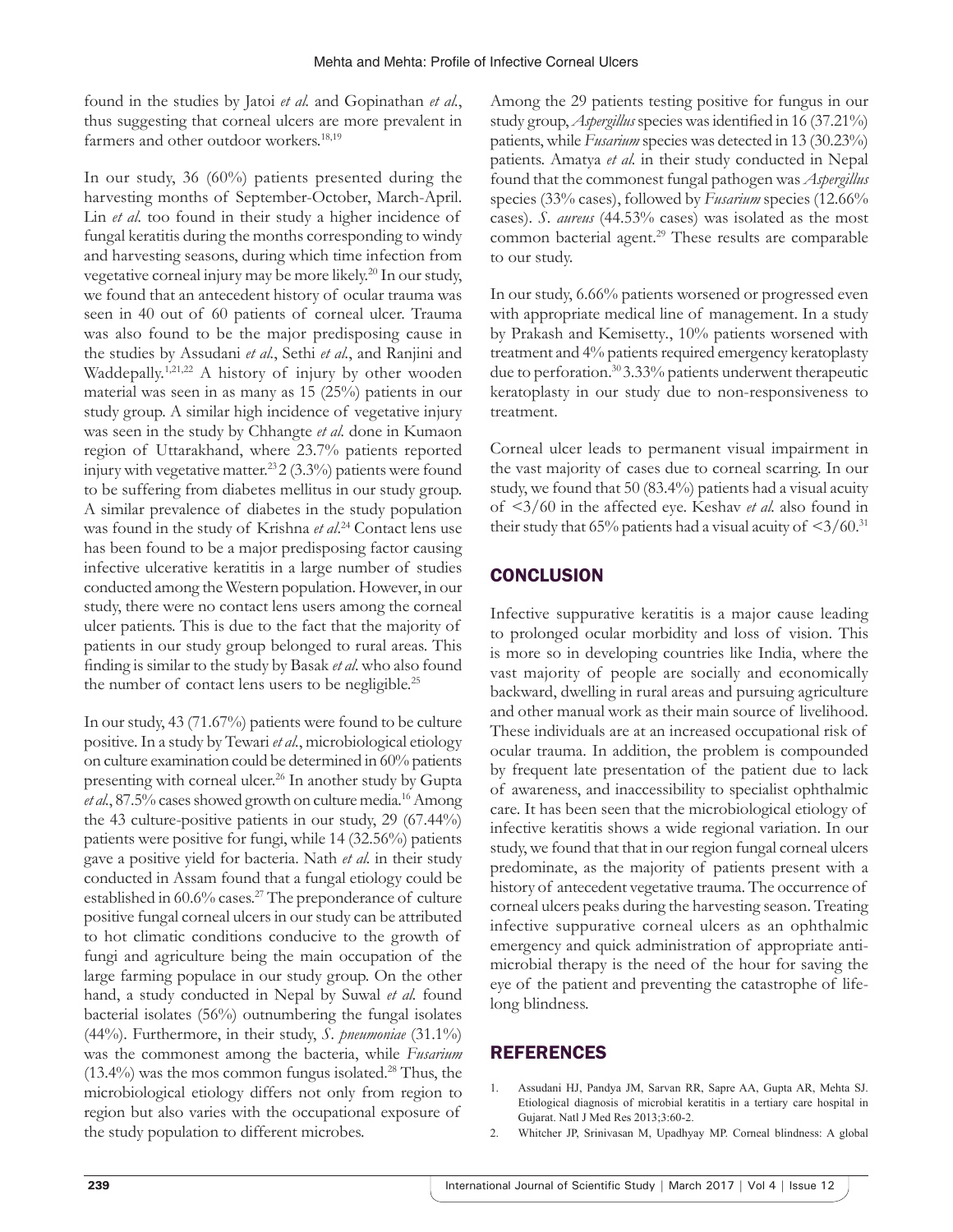found in the studies by Jatoi *et al.* and Gopinathan *et al.*, thus suggesting that corneal ulcers are more prevalent in farmers and other outdoor workers.[18,19]

In our study, 36 (60%) patients presented during the harvesting months of September-October, March-April. Lin *et al.* too found in their study a higher incidence of fungal keratitis during the months corresponding to windy and harvesting seasons, during which time infection from vegetative corneal injury may be more likely.[20] In our study, we found that an antecedent history of ocular trauma was seen in 40 out of 60 patients of corneal ulcer. Trauma was also found to be the major predisposing cause in the studies by Assudani *et al.*, Sethi *et al.*, and Ranjini and Waddepally.[1,21,22] A history of injury by other wooden material was seen in as many as 15 (25%) patients in our study group. A similar high incidence of vegetative injury was seen in the study by Chhangte *et al.* done in Kumaon region of Uttarakhand, where 23.7% patients reported injury with vegetative matter.[23] 2 (3.3%) patients were found to be suffering from diabetes mellitus in our study group. A similar prevalence of diabetes in the study population was found in the study of Krishna *et al.*[24] Contact lens use has been found to be a major predisposing factor causing infective ulcerative keratitis in a large number of studies conducted among the Western population. However, in our study, there were no contact lens users among the corneal ulcer patients. This is due to the fact that the majority of patients in our study group belonged to rural areas. This finding is similar to the study by Basak *et al.* who also found the number of contact lens users to be negligible.[25]

In our study, 43 (71.67%) patients were found to be culture positive. In a study by Tewari *et al.*, microbiological etiology on culture examination could be determined in 60% patients presenting with corneal ulcer.[26] In another study by Gupta *et al.*, 87.5% cases showed growth on culture media.[16] Among the 43 culture-positive patients in our study, 29 (67.44%) patients were positive for fungi, while 14 (32.56%) patients gave a positive yield for bacteria. Nath *et al.* in their study conducted in Assam found that a fungal etiology could be established in 60.6% cases.[27] The preponderance of culture positive fungal corneal ulcers in our study can be attributed to hot climatic conditions conducive to the growth of fungi and agriculture being the main occupation of the large farming populace in our study group. On the other hand, a study conducted in Nepal by Suwal *et al.* found bacterial isolates (56%) outnumbering the fungal isolates (44%). Furthermore, in their study, *S. pneumoniae* (31.1%) was the commonest among the bacteria, while *Fusarium* (13.4%) was the mos common fungus isolated.[28] Thus, the microbiological etiology differs not only from region to region but also varies with the occupational exposure of the study population to different microbes.

Among the 29 patients testing positive for fungus in our study group, *Aspergillus* species was identified in 16 (37.21%) patients, while *Fusarium* species was detected in 13 (30.23%) patients. Amatya *et al.* in their study conducted in Nepal found that the commonest fungal pathogen was *Aspergillus* species (33% cases), followed by *Fusarium* species (12.66% cases). *S. aureus* (44.53% cases) was isolated as the most common bacterial agent.[29] These results are comparable to our study.

In our study, 6.66% patients worsened or progressed even with appropriate medical line of management. In a study by Prakash and Kemisetty., 10% patients worsened with treatment and 4% patients required emergency keratoplasty due to perforation.[30] 3.33% patients underwent therapeutic keratoplasty in our study due to non-responsiveness to treatment.

Corneal ulcer leads to permanent visual impairment in the vast majority of cases due to corneal scarring. In our study, we found that 50 (83.4%) patients had a visual acuity of <3/60 in the affected eye. Keshav *et al.* also found in their study that 65% patients had a visual acuity of <3/60.[31]

## CONCLUSION

Infective suppurative keratitis is a major cause leading to prolonged ocular morbidity and loss of vision. This is more so in developing countries like India, where the vast majority of people are socially and economically backward, dwelling in rural areas and pursuing agriculture and other manual work as their main source of livelihood. These individuals are at an increased occupational risk of ocular trauma. In addition, the problem is compounded by frequent late presentation of the patient due to lack of awareness, and inaccessibility to specialist ophthalmic care. It has been seen that the microbiological etiology of infective keratitis shows a wide regional variation. In our study, we found that that in our region fungal corneal ulcers predominate, as the majority of patients present with a history of antecedent vegetative trauma. The occurrence of corneal ulcers peaks during the harvesting season. Treating infective suppurative corneal ulcers as an ophthalmic emergency and quick administration of appropriate anti-microbial therapy is the need of the hour for saving the eye of the patient and preventing the catastrophe of life-long blindness.

## REFERENCES

1. Assudani HJ, Pandya JM, Sarvan RR, Sapre AA, Gupta AR, Mehta SJ. Etiological diagnosis of microbial keratitis in a tertiary care hospital in Gujarat. Natl J Med Res 2013;3:60-2.
2. Whitcher JP, Srinivasan M, Upadhyay MP. Corneal blindness: A global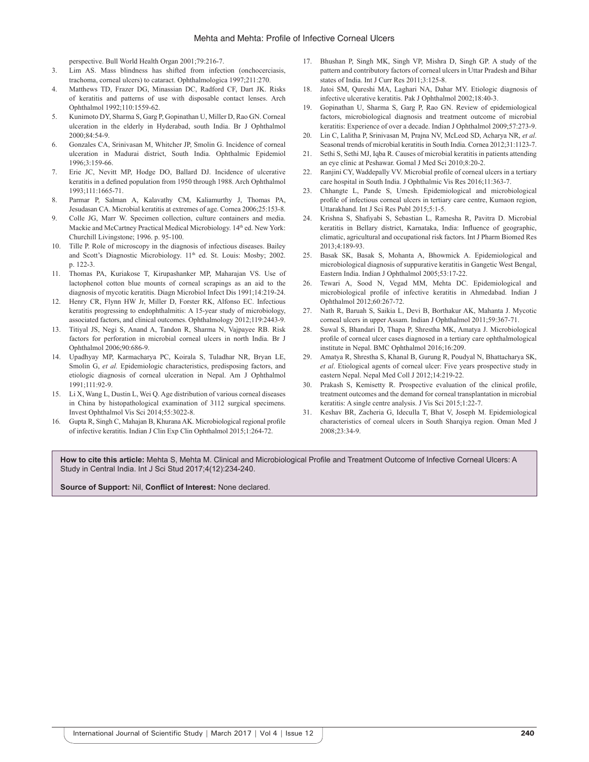perspective. Bull World Health Organ 2001;79:216-7.

3. Lim AS. Mass blindness has shifted from infection (onchocerciasis, trachoma, corneal ulcers) to cataract. Ophthalmologica 1997;211:270.
4. Matthews TD, Frazer DG, Minassian DC, Radford CF, Dart JK. Risks of keratitis and patterns of use with disposable contact lenses. Arch Ophthalmol 1992;110:1559-62.
5. Kunimoto DY, Sharma S, Garg P, Gopinathan U, Miller D, Rao GN. Corneal ulceration in the elderly in Hyderabad, south India. Br J Ophthalmol 2000;84:54-9.
6. Gonzales CA, Srinivasan M, Whitcher JP, Smolin G. Incidence of corneal ulceration in Madurai district, South India. Ophthalmic Epidemiol 1996;3:159-66.
7. Erie JC, Nevitt MP, Hodge DO, Ballard DJ. Incidence of ulcerative keratitis in a defined population from 1950 through 1988. Arch Ophthalmol 1993;111:1665-71.
8. Parmar P, Salman A, Kalavathy CM, Kaliamurthy J, Thomas PA, Jesudasan CA. Microbial keratitis at extremes of age. Cornea 2006;25:153-8.
9. Colle JG, Marr W. Specimen collection, culture containers and media. Mackie and McCartney Practical Medical Microbiology. 14th ed. New York: Churchill Livingstone; 1996. p. 95-100.
10. Tille P. Role of microscopy in the diagnosis of infectious diseases. Bailey and Scott's Diagnostic Microbiology. 11th ed. St. Louis: Mosby; 2002. p. 122-3.
11. Thomas PA, Kuriakose T, Kirupashanker MP, Maharajan VS. Use of lactophenol cotton blue mounts of corneal scrapings as an aid to the diagnosis of mycotic keratitis. Diagn Microbiol Infect Dis 1991;14:219-24.
12. Henry CR, Flynn HW Jr, Miller D, Forster RK, Alfonso EC. Infectious keratitis progressing to endophthalmitis: A 15-year study of microbiology, associated factors, and clinical outcomes. Ophthalmology 2012;119:2443-9.
13. Titiyal JS, Negi S, Anand A, Tandon R, Sharma N, Vajpayee RB. Risk factors for perforation in microbial corneal ulcers in north India. Br J Ophthalmol 2006;90:686-9.
14. Upadhyay MP, Karmacharya PC, Koirala S, Tuladhar NR, Bryan LE, Smolin G, *et al.* Epidemiologic characteristics, predisposing factors, and etiologic diagnosis of corneal ulceration in Nepal. Am J Ophthalmol 1991;111:92-9.
15. Li X, Wang L, Dustin L, Wei Q. Age distribution of various corneal diseases in China by histopathological examination of 3112 surgical specimens. Invest Ophthalmol Vis Sci 2014;55:3022-8.
16. Gupta R, Singh C, Mahajan B, Khurana AK. Microbiological regional profile of infective keratitis. Indian J Clin Exp Clin Ophthalmol 2015;1:264-72.
17. Bhushan P, Singh MK, Singh VP, Mishra D, Singh GP. A study of the pattern and contributory factors of corneal ulcers in Uttar Pradesh and Bihar states of India. Int J Curr Res 2011;3:125-8.
18. Jatoi SM, Qureshi MA, Laghari NA, Dahar MY. Etiologic diagnosis of infective ulcerative keratitis. Pak J Ophthalmol 2002;18:40-3.
19. Gopinathan U, Sharma S, Garg P, Rao GN. Review of epidemiological factors, microbiological diagnosis and treatment outcome of microbial keratitis: Experience of over a decade. Indian J Ophthalmol 2009;57:273-9.
20. Lin C, Lalitha P, Srinivasan M, Prajna NV, McLeod SD, Acharya NR, *et al*. Seasonal trends of microbial keratitis in South India. Cornea 2012;31:1123-7.
21. Sethi S, Sethi MJ, Iqba R. Causes of microbial keratitis in patients attending an eye clinic at Peshawar. Gomal J Med Sci 2010;8:20-2.
22. Ranjini CY, Waddepally VV. Microbial profile of corneal ulcers in a tertiary care hospital in South India. J Ophthalmic Vis Res 2016;11:363-7.
23. Chhangte L, Pande S, Umesh. Epidemiological and microbiological profile of infectious corneal ulcers in tertiary care centre, Kumaon region, Uttarakhand. Int J Sci Res Publ 2015;5:1-5.
24. Krishna S, Shafiyabi S, Sebastian L, Ramesha R, Pavitra D. Microbial keratitis in Bellary district, Karnataka, India: Influence of geographic, climatic, agricultural and occupational risk factors. Int J Pharm Biomed Res 2013;4:189-93.
25. Basak SK, Basak S, Mohanta A, Bhowmick A. Epidemiological and microbiological diagnosis of suppurative keratitis in Gangetic West Bengal, Eastern India. Indian J Ophthalmol 2005;53:17-22.
26. Tewari A, Sood N, Vegad MM, Mehta DC. Epidemiological and microbiological profile of infective keratitis in Ahmedabad. Indian J Ophthalmol 2012;60:267-72.
27. Nath R, Baruah S, Saikia L, Devi B, Borthakur AK, Mahanta J. Mycotic corneal ulcers in upper Assam. Indian J Ophthalmol 2011;59:367-71.
28. Suwal S, Bhandari D, Thapa P, Shrestha MK, Amatya J. Microbiological profile of corneal ulcer cases diagnosed in a tertiary care ophthalmological institute in Nepal. BMC Ophthalmol 2016;16:209.
29. Amatya R, Shrestha S, Khanal B, Gurung R, Poudyal N, Bhattacharya SK, *et al*. Etiological agents of corneal ulcer: Five years prospective study in eastern Nepal. Nepal Med Coll J 2012;14:219-22.
30. Prakash S, Kemisetty R. Prospective evaluation of the clinical profile, treatment outcomes and the demand for corneal transplantation in microbial keratitis: A single centre analysis. J Vis Sci 2015;1:22-7.
31. Keshav BR, Zacheria G, Ideculla T, Bhat V, Joseph M. Epidemiological characteristics of corneal ulcers in South Sharqiya region. Oman Med J 2008;23:34-9.

**How to cite this article:** Mehta S, Mehta M. Clinical and Microbiological Profile and Treatment Outcome of Infective Corneal Ulcers: A Study in Central India. Int J Sci Stud 2017;4(12):234-240.

**Source of Support:** Nil, **Conflict of Interest:** None declared.